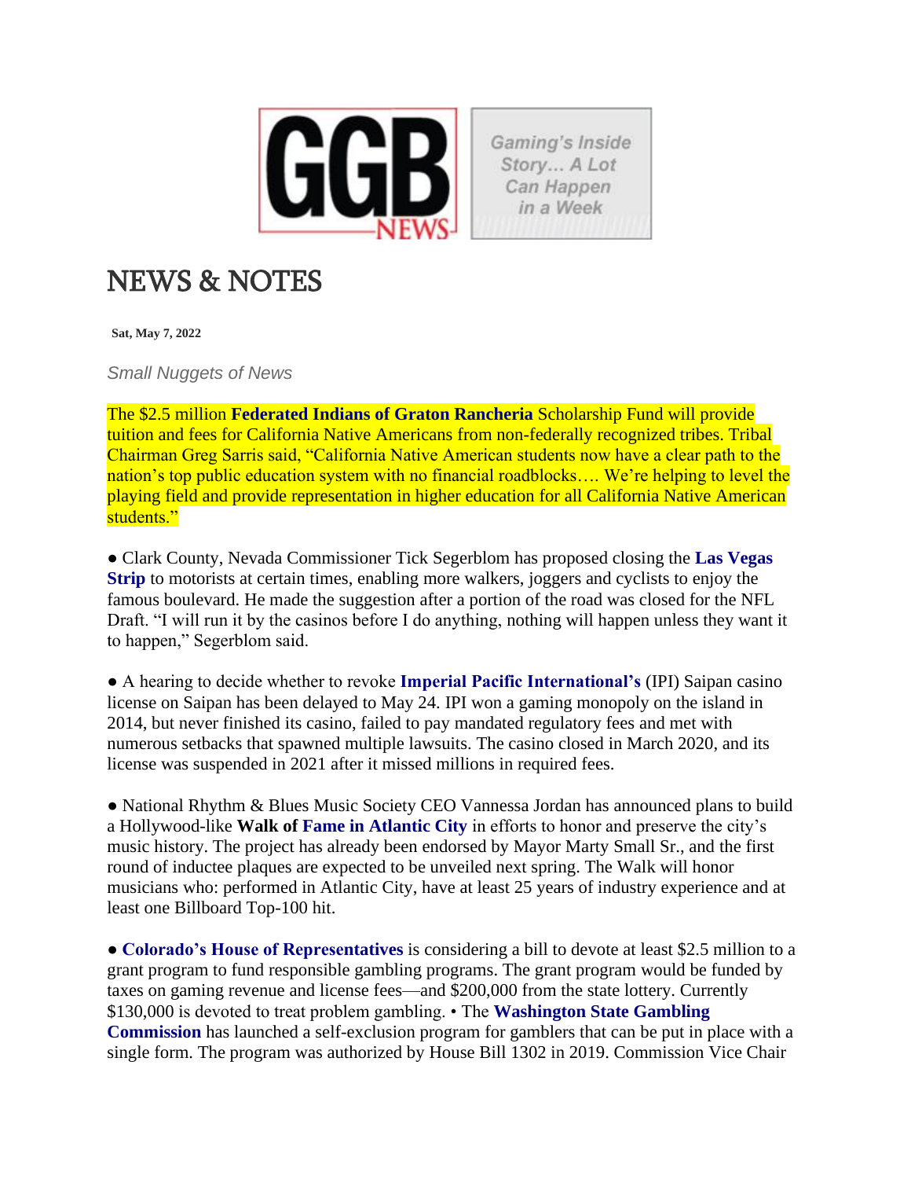GGB NEWS

Gaming's Inside Story... A Lot Can Happen in a Week

# NEWS & NOTES

**Sat, May 7, 2022**

*Small Nuggets of News*

The $2.5 million **Federated Indians of Graton Rancheria** Scholarship Fund will provide tuition and fees for California Native Americans from non-federally recognized tribes. Tribal Chairman Greg Sarris said, "California Native American students now have a clear path to the nation's top public education system with no financial roadblocks…. We're helping to level the playing field and provide representation in higher education for all California Native American students."

● Clark County, Nevada Commissioner Tick Segerblom has proposed closing the **Las Vegas Strip** to motorists at certain times, enabling more walkers, joggers and cyclists to enjoy the famous boulevard. He made the suggestion after a portion of the road was closed for the NFL Draft. "I will run it by the casinos before I do anything, nothing will happen unless they want it to happen," Segerblom said.

● A hearing to decide whether to revoke **Imperial Pacific International's** (IPI) Saipan casino license on Saipan has been delayed to May 24. IPI won a gaming monopoly on the island in 2014, but never finished its casino, failed to pay mandated regulatory fees and met with numerous setbacks that spawned multiple lawsuits. The casino closed in March 2020, and its license was suspended in 2021 after it missed millions in required fees.

● National Rhythm & Blues Music Society CEO Vannessa Jordan has announced plans to build a Hollywood-like **Walk of Fame in Atlantic City** in efforts to honor and preserve the city's music history. The project has already been endorsed by Mayor Marty Small Sr., and the first round of inductee plaques are expected to be unveiled next spring. The Walk will honor musicians who: performed in Atlantic City, have at least 25 years of industry experience and at least one Billboard Top-100 hit.

● **Colorado's House of Representatives** is considering a bill to devote at least $2.5 million to a grant program to fund responsible gambling programs. The grant program would be funded by taxes on gaming revenue and license fees—and $200,000 from the state lottery. Currently $130,000 is devoted to treat problem gambling. • The **Washington State Gambling Commission** has launched a self-exclusion program for gamblers that can be put in place with a single form. The program was authorized by House Bill 1302 in 2019. Commission Vice Chair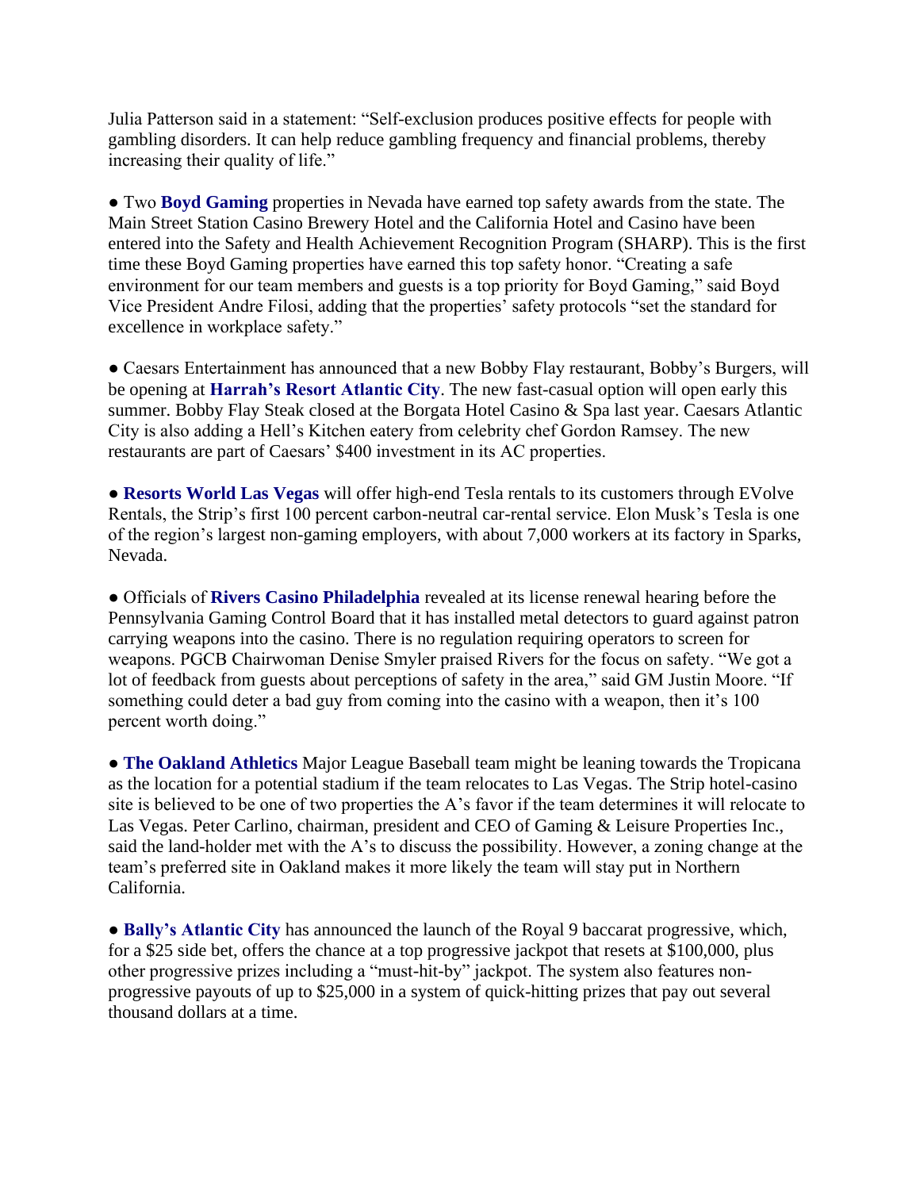Julia Patterson said in a statement: "Self-exclusion produces positive effects for people with gambling disorders. It can help reduce gambling frequency and financial problems, thereby increasing their quality of life."

● Two **Boyd Gaming** properties in Nevada have earned top safety awards from the state. The Main Street Station Casino Brewery Hotel and the California Hotel and Casino have been entered into the Safety and Health Achievement Recognition Program (SHARP). This is the first time these Boyd Gaming properties have earned this top safety honor. "Creating a safe environment for our team members and guests is a top priority for Boyd Gaming," said Boyd Vice President Andre Filosi, adding that the properties' safety protocols "set the standard for excellence in workplace safety."

● Caesars Entertainment has announced that a new Bobby Flay restaurant, Bobby's Burgers, will be opening at **Harrah's Resort Atlantic City**. The new fast-casual option will open early this summer. Bobby Flay Steak closed at the Borgata Hotel Casino & Spa last year. Caesars Atlantic City is also adding a Hell's Kitchen eatery from celebrity chef Gordon Ramsey. The new restaurants are part of Caesars' $400 investment in its AC properties.

● **Resorts World Las Vegas** will offer high-end Tesla rentals to its customers through EVolve Rentals, the Strip's first 100 percent carbon-neutral car-rental service. Elon Musk's Tesla is one of the region's largest non-gaming employers, with about 7,000 workers at its factory in Sparks, Nevada.

● Officials of **Rivers Casino Philadelphia** revealed at its license renewal hearing before the Pennsylvania Gaming Control Board that it has installed metal detectors to guard against patron carrying weapons into the casino. There is no regulation requiring operators to screen for weapons. PGCB Chairwoman Denise Smyler praised Rivers for the focus on safety. "We got a lot of feedback from guests about perceptions of safety in the area," said GM Justin Moore. "If something could deter a bad guy from coming into the casino with a weapon, then it's 100 percent worth doing."

● **The Oakland Athletics** Major League Baseball team might be leaning towards the Tropicana as the location for a potential stadium if the team relocates to Las Vegas. The Strip hotel-casino site is believed to be one of two properties the A's favor if the team determines it will relocate to Las Vegas. Peter Carlino, chairman, president and CEO of Gaming & Leisure Properties Inc., said the land-holder met with the A's to discuss the possibility. However, a zoning change at the team's preferred site in Oakland makes it more likely the team will stay put in Northern California.

● **Bally's Atlantic City** has announced the launch of the Royal 9 baccarat progressive, which, for a $25 side bet, offers the chance at a top progressive jackpot that resets at $100,000, plus other progressive prizes including a "must-hit-by" jackpot. The system also features non-progressive payouts of up to $25,000 in a system of quick-hitting prizes that pay out several thousand dollars at a time.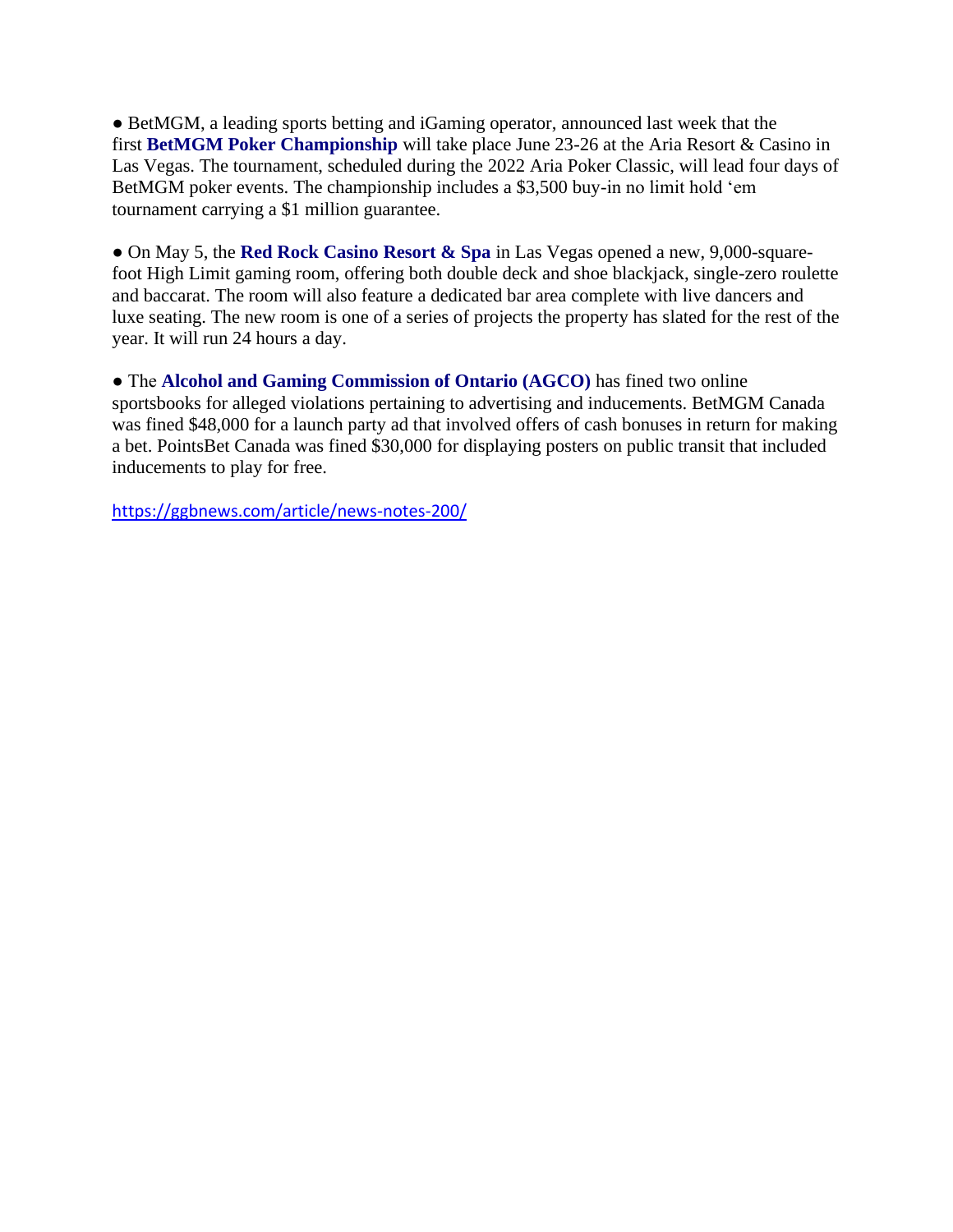● BetMGM, a leading sports betting and iGaming operator, announced last week that the first **BetMGM Poker Championship** will take place June 23-26 at the Aria Resort & Casino in Las Vegas. The tournament, scheduled during the 2022 Aria Poker Classic, will lead four days of BetMGM poker events. The championship includes a $3,500 buy-in no limit hold 'em tournament carrying a $1 million guarantee.

● On May 5, the **Red Rock Casino Resort & Spa** in Las Vegas opened a new, 9,000-square-foot High Limit gaming room, offering both double deck and shoe blackjack, single-zero roulette and baccarat. The room will also feature a dedicated bar area complete with live dancers and luxe seating. The new room is one of a series of projects the property has slated for the rest of the year. It will run 24 hours a day.

● The **Alcohol and Gaming Commission of Ontario (AGCO)** has fined two online sportsbooks for alleged violations pertaining to advertising and inducements. BetMGM Canada was fined $48,000 for a launch party ad that involved offers of cash bonuses in return for making a bet. PointsBet Canada was fined $30,000 for displaying posters on public transit that included inducements to play for free.

https://ggbnews.com/article/news-notes-200/